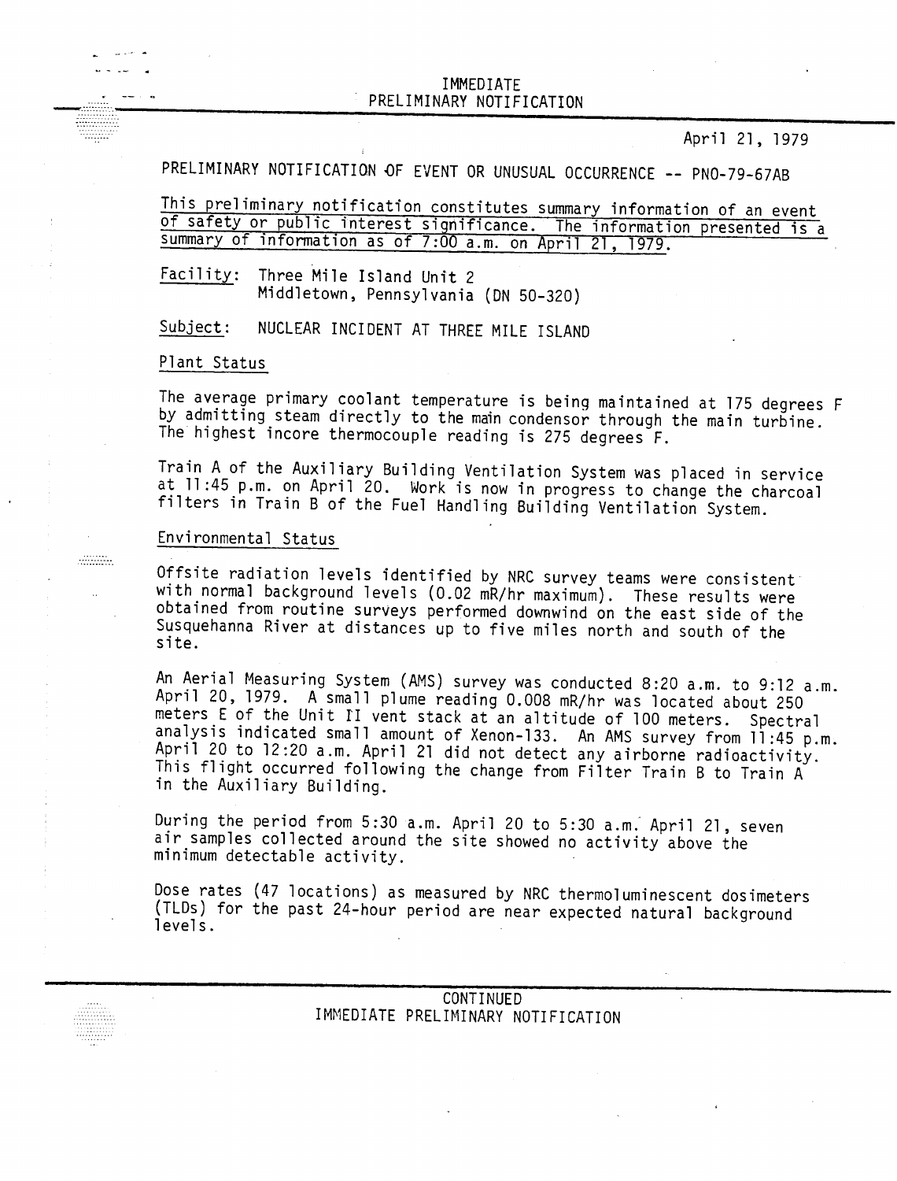IMMEDIATE
PRELIMINARY NOTIFICATION

April 21, 1979

PRELIMINARY NOTIFICATION OF EVENT OR UNUSUAL OCCURRENCE -- PNO-79-67AB

This preliminary notification constitutes summary information of an event of safety or public interest significance. The information presented is a summary of information as of 7:00 a.m. on April 21, 1979.

Facility: Three Mile Island Unit 2
Middletown, Pennsylvania (DN 50-320)

Subject: NUCLEAR INCIDENT AT THREE MILE ISLAND

## Plant Status

The average primary coolant temperature is being maintained at 175 degrees F by admitting steam directly to the main condensor through the main turbine. The highest incore thermocouple reading is 275 degrees F.

Train A of the Auxiliary Building Ventilation System was placed in service at 11:45 p.m. on April 20. Work is now in progress to change the charcoal filters in Train B of the Fuel Handling Building Ventilation System.

## Environmental Status

Offsite radiation levels identified by NRC survey teams were consistent with normal background levels (0.02 mR/hr maximum). These results were obtained from routine surveys performed downwind on the east side of the Susquehanna River at distances up to five miles north and south of the site.

An Aerial Measuring System (AMS) survey was conducted 8:20 a.m. to 9:12 a.m. April 20, 1979. A small plume reading 0.008 mR/hr was located about 250 meters E of the Unit II vent stack at an altitude of 100 meters. Spectral analysis indicated small amount of Xenon-133. An AMS survey from 11:45 p.m. April 20 to 12:20 a.m. April 21 did not detect any airborne radioactivity. This flight occurred following the change from Filter Train B to Train A in the Auxiliary Building.

During the period from 5:30 a.m. April 20 to 5:30 a.m. April 21, seven air samples collected around the site showed no activity above the minimum detectable activity.

Dose rates (47 locations) as measured by NRC thermoluminescent dosimeters (TLDs) for the past 24-hour period are near expected natural background levels.

CONTINUED
IMMEDIATE PRELIMINARY NOTIFICATION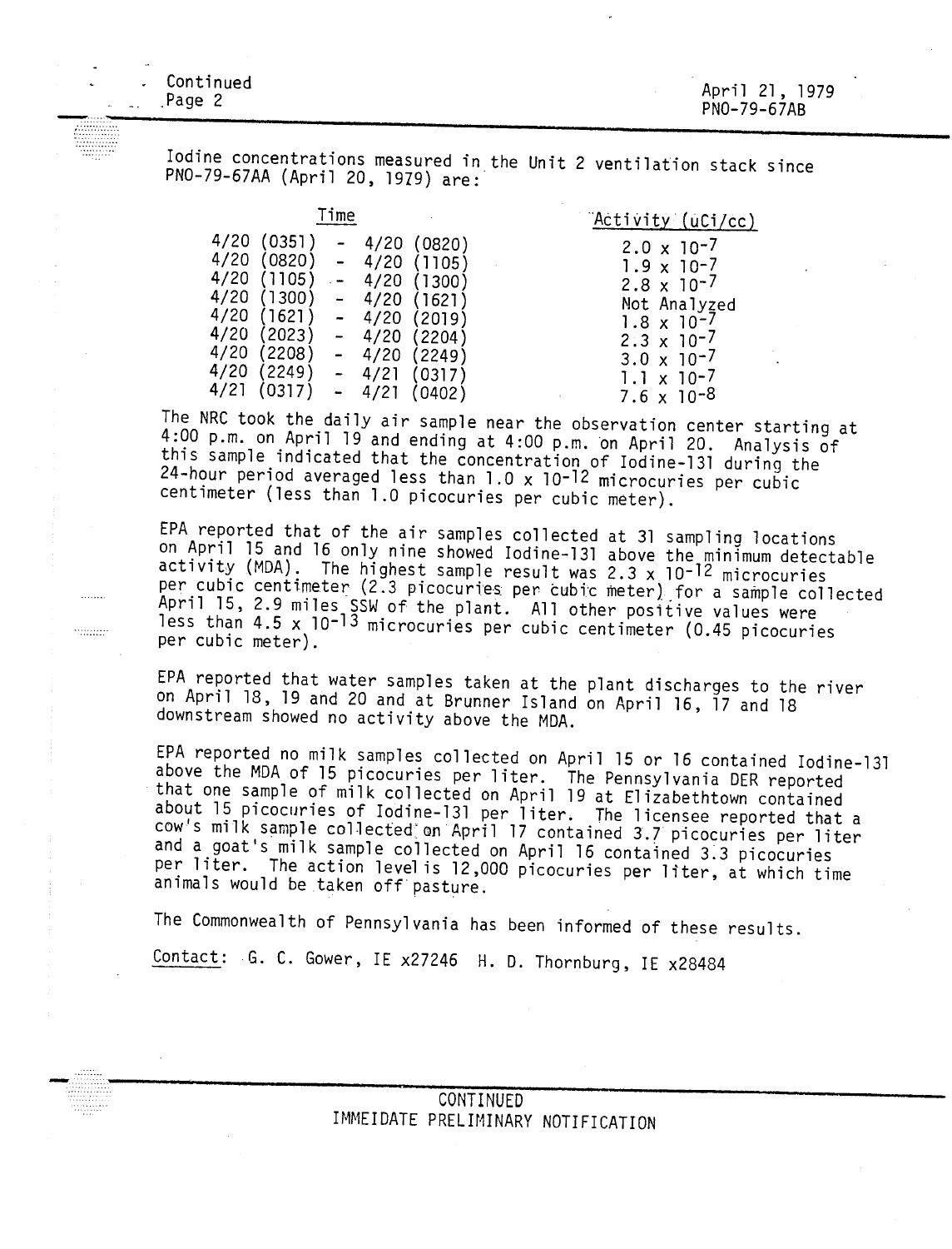Iodine concentrations measured in the Unit 2 ventilation stack since PNO-79-67AA (April 20, 1979) are:

| Time | Activity (uCi/cc) |
|---|---|
| 4/20 (0351) - 4/20 (0820) | $2.0 \times 10^{-7}$ |
| 4/20 (0820) - 4/20 (1105) | $1.9 \times 10^{-7}$ |
| 4/20 (1105) - 4/20 (1300) | $2.8 \times 10^{-7}$ |
| 4/20 (1300) - 4/20 (1621) | Not Analyzed |
| 4/20 (1621) - 4/20 (2019) | $1.8 \times 10^{-7}$ |
| 4/20 (2023) - 4/20 (2204) | $2.3 \times 10^{-7}$ |
| 4/20 (2208) - 4/20 (2249) | $3.0 \times 10^{-7}$ |
| 4/20 (2249) - 4/21 (0317) | $1.1 \times 10^{-7}$ |
| 4/21 (0317) - 4/21 (0402) | $7.6 \times 10^{-8}$ |

The NRC took the daily air sample near the observation center starting at 4:00 p.m. on April 19 and ending at 4:00 p.m. on April 20. Analysis of this sample indicated that the concentration of Iodine-131 during the 24-hour period averaged less than $1.0 \times 10^{-12}$ microcuries per cubic centimeter (less than 1.0 picocuries per cubic meter).

EPA reported that of the air samples collected at 31 sampling locations on April 15 and 16 only nine showed Iodine-131 above the minimum detectable activity (MDA). The highest sample result was $2.3 \times 10^{-12}$ microcuries per cubic centimeter (2.3 picocuries per cubic meter) for a sample collected April 15, 2.9 miles SSW of the plant. All other positive values were less than $4.5 \times 10^{-13}$ microcuries per cubic centimeter (0.45 picocuries per cubic meter).

EPA reported that water samples taken at the plant discharges to the river on April 18, 19 and 20 and at Brunner Island on April 16, 17 and 18 downstream showed no activity above the MDA.

EPA reported no milk samples collected on April 15 or 16 contained Iodine-131 above the MDA of 15 picocuries per liter. The Pennsylvania DER reported that one sample of milk collected on April 19 at Elizabethtown contained about 15 picocuries of Iodine-131 per liter. The licensee reported that a cow's milk sample collected on April 17 contained 3.7 picocuries per liter and a goat's milk sample collected on April 16 contained 3.3 picocuries per liter. The action level is 12,000 picocuries per liter, at which time animals would be taken off pasture.

The Commonwealth of Pennsylvania has been informed of these results.

Contact: G. C. Gower, IE x27246 H. D. Thornburg, IE x28484

CONTINUED
IMMEIDATE PRELIMINARY NOTIFICATION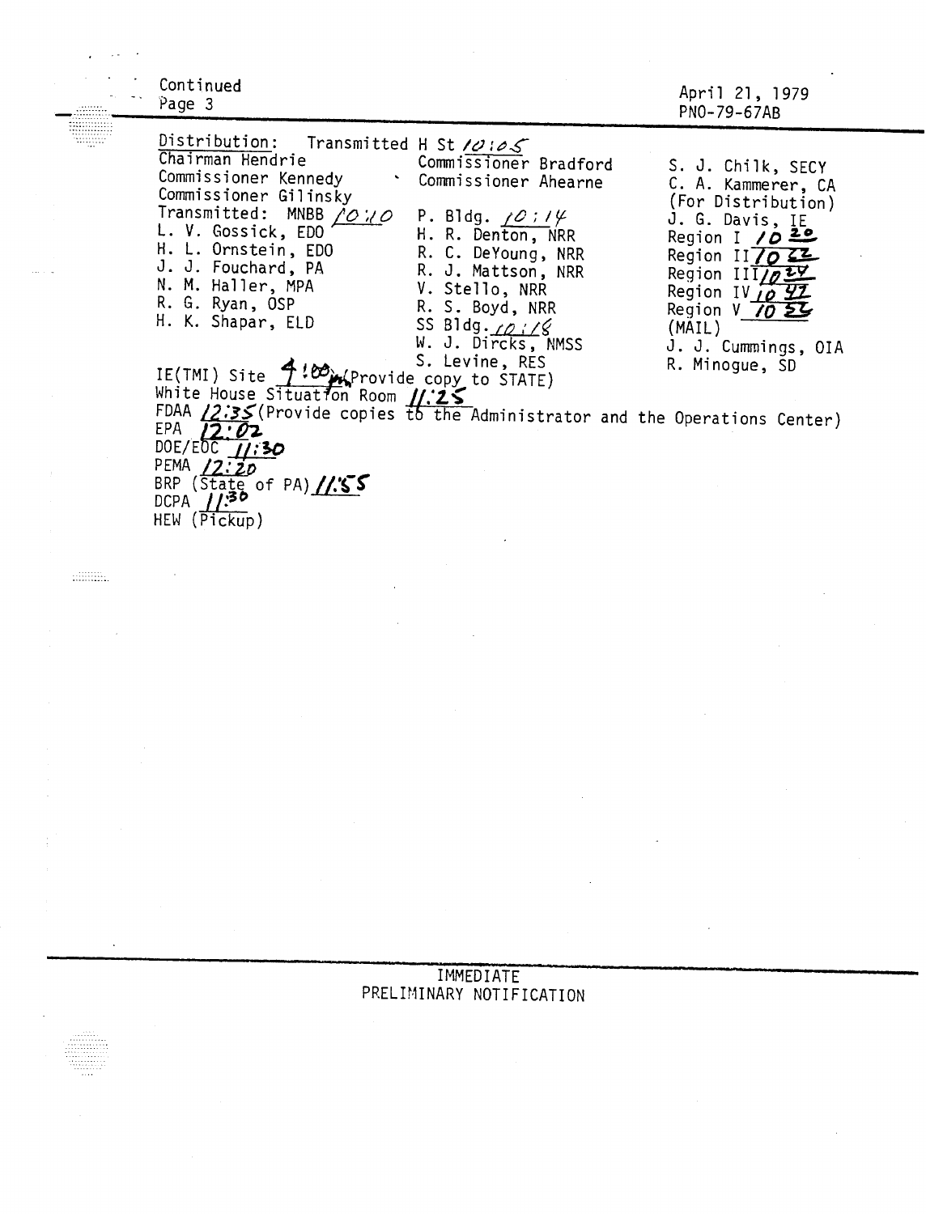Continued
Page 3

April 21, 1979
PNO-79-67AB

Distribution: Transmitted H St 10:05

Chairman Hendrie
Commissioner Kennedy
Commissioner Gilinsky

Commissioner Bradford
Commissioner Ahearne

S. J. Chilk, SECY
C. A. Kammerer, CA
(For Distribution)

Transmitted: MNBB 10:10
L. V. Gossick, EDO
H. L. Ornstein, EDO
J. J. Fouchard, PA
N. M. Haller, MPA
R. G. Ryan, OSP
H. K. Shapar, ELD

P. Bldg. 10:14
H. R. Denton, NRR
R. C. DeYoung, NRR
R. J. Mattson, NRR
V. Stello, NRR
R. S. Boyd, NRR
SS Bldg. 10:18
W. J. Dircks, NMSS
S. Levine, RES

J. G. Davis, IE
Region I 10:20
Region II 10:22
Region III 10:24
Region IV 10:47
Region V 10:26
(MAIL)
J. J. Cummings, OIA
R. Minogue, SD

IE(TMI) Site 4:00pm (Provide copy to STATE)
White House Situation Room 11:25
FDAA 12:35 (Provide copies to the Administrator and the Operations Center)
EPA 12:02
DOE/EOC 11:30
PEMA 12:20
BRP (State of PA) 11:55
DCPA 11:30
HEW (Pickup)

IMMEDIATE
PRELIMINARY NOTIFICATION